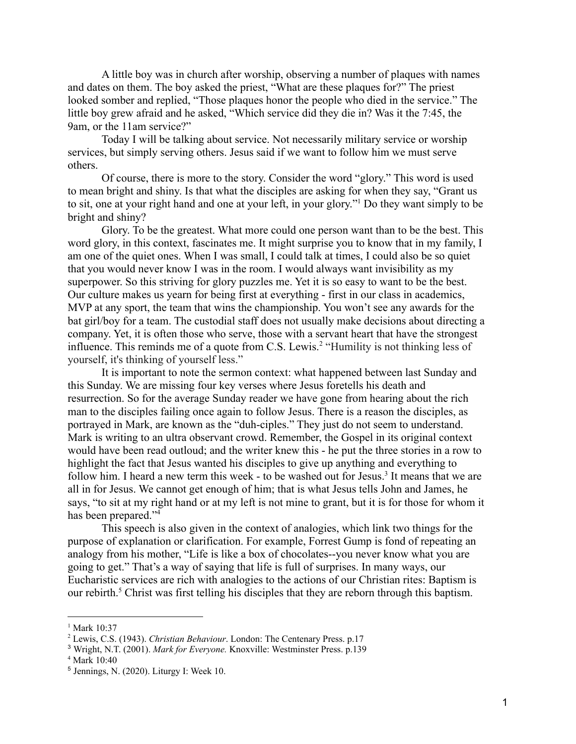A little boy was in church after worship, observing a number of plaques with names and dates on them. The boy asked the priest, "What are these plaques for?" The priest looked somber and replied, "Those plaques honor the people who died in the service." The little boy grew afraid and he asked, "Which service did they die in? Was it the 7:45, the 9am, or the 11am service?"

Today I will be talking about service. Not necessarily military service or worship services, but simply serving others. Jesus said if we want to follow him we must serve others.

Of course, there is more to the story. Consider the word "glory." This word is used to mean bright and shiny. Is that what the disciples are asking for when they say, "Grant us to sit, one at your right hand and one at your left, in your glory."[1] Do they want simply to be bright and shiny?

Glory. To be the greatest. What more could one person want than to be the best. This word glory, in this context, fascinates me. It might surprise you to know that in my family, I am one of the quiet ones. When I was small, I could talk at times, I could also be so quiet that you would never know I was in the room. I would always want invisibility as my superpower. So this striving for glory puzzles me. Yet it is so easy to want to be the best. Our culture makes us yearn for being first at everything - first in our class in academics, MVP at any sport, the team that wins the championship. You won't see any awards for the bat girl/boy for a team. The custodial staff does not usually make decisions about directing a company. Yet, it is often those who serve, those with a servant heart that have the strongest influence. This reminds me of a quote from C.S. Lewis.[2] "Humility is not thinking less of yourself, it's thinking of yourself less."

It is important to note the sermon context: what happened between last Sunday and this Sunday. We are missing four key verses where Jesus foretells his death and resurrection. So for the average Sunday reader we have gone from hearing about the rich man to the disciples failing once again to follow Jesus. There is a reason the disciples, as portrayed in Mark, are known as the "duh-ciples." They just do not seem to understand. Mark is writing to an ultra observant crowd. Remember, the Gospel in its original context would have been read outloud; and the writer knew this - he put the three stories in a row to highlight the fact that Jesus wanted his disciples to give up anything and everything to follow him. I heard a new term this week - to be washed out for Jesus.[3] It means that we are all in for Jesus. We cannot get enough of him; that is what Jesus tells John and James, he says, "to sit at my right hand or at my left is not mine to grant, but it is for those for whom it has been prepared."[4]

This speech is also given in the context of analogies, which link two things for the purpose of explanation or clarification. For example, Forrest Gump is fond of repeating an analogy from his mother, "Life is like a box of chocolates--you never know what you are going to get." That's a way of saying that life is full of surprises. In many ways, our Eucharistic services are rich with analogies to the actions of our Christian rites: Baptism is our rebirth.[5] Christ was first telling his disciples that they are reborn through this baptism.

---

[1] Mark 10:37

[2] Lewis, C.S. (1943). *Christian Behaviour*. London: The Centenary Press. p.17

[3] Wright, N.T. (2001). *Mark for Everyone.* Knoxville: Westminster Press. p.139

[4] Mark 10:40

[5] Jennings, N. (2020). Liturgy I: Week 10.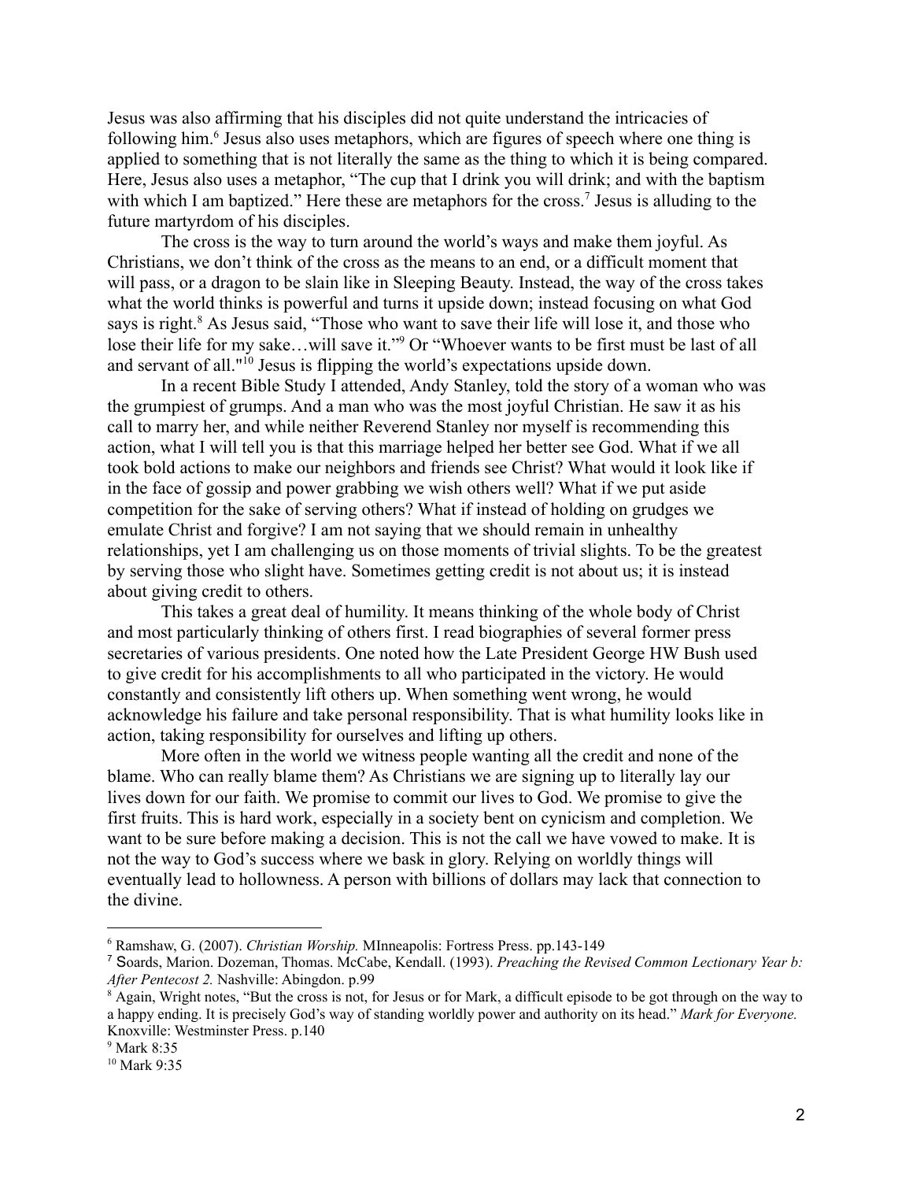Jesus was also affirming that his disciples did not quite understand the intricacies of following him.[6] Jesus also uses metaphors, which are figures of speech where one thing is applied to something that is not literally the same as the thing to which it is being compared. Here, Jesus also uses a metaphor, "The cup that I drink you will drink; and with the baptism with which I am baptized." Here these are metaphors for the cross.[7] Jesus is alluding to the future martyrdom of his disciples.

The cross is the way to turn around the world's ways and make them joyful. As Christians, we don't think of the cross as the means to an end, or a difficult moment that will pass, or a dragon to be slain like in Sleeping Beauty. Instead, the way of the cross takes what the world thinks is powerful and turns it upside down; instead focusing on what God says is right.[8] As Jesus said, "Those who want to save their life will lose it, and those who lose their life for my sake…will save it."[9] Or "Whoever wants to be first must be last of all and servant of all."[10] Jesus is flipping the world's expectations upside down.

In a recent Bible Study I attended, Andy Stanley, told the story of a woman who was the grumpiest of grumps. And a man who was the most joyful Christian. He saw it as his call to marry her, and while neither Reverend Stanley nor myself is recommending this action, what I will tell you is that this marriage helped her better see God. What if we all took bold actions to make our neighbors and friends see Christ? What would it look like if in the face of gossip and power grabbing we wish others well? What if we put aside competition for the sake of serving others? What if instead of holding on grudges we emulate Christ and forgive? I am not saying that we should remain in unhealthy relationships, yet I am challenging us on those moments of trivial slights. To be the greatest by serving those who slight have. Sometimes getting credit is not about us; it is instead about giving credit to others.

This takes a great deal of humility. It means thinking of the whole body of Christ and most particularly thinking of others first. I read biographies of several former press secretaries of various presidents. One noted how the Late President George HW Bush used to give credit for his accomplishments to all who participated in the victory. He would constantly and consistently lift others up. When something went wrong, he would acknowledge his failure and take personal responsibility. That is what humility looks like in action, taking responsibility for ourselves and lifting up others.

More often in the world we witness people wanting all the credit and none of the blame. Who can really blame them? As Christians we are signing up to literally lay our lives down for our faith. We promise to commit our lives to God. We promise to give the first fruits. This is hard work, especially in a society bent on cynicism and completion. We want to be sure before making a decision. This is not the call we have vowed to make. It is not the way to God's success where we bask in glory. Relying on worldly things will eventually lead to hollowness. A person with billions of dollars may lack that connection to the divine.

---

[6] Ramshaw, G. (2007). *Christian Worship.* MInneapolis: Fortress Press. pp.143-149

[7] Soards, Marion. Dozeman, Thomas. McCabe, Kendall. (1993). *Preaching the Revised Common Lectionary Year b: After Pentecost 2.* Nashville: Abingdon. p.99

[8] Again, Wright notes, "But the cross is not, for Jesus or for Mark, a difficult episode to be got through on the way to a happy ending. It is precisely God's way of standing worldly power and authority on its head." *Mark for Everyone.* Knoxville: Westminster Press. p.140

[9] Mark 8:35

[10] Mark 9:35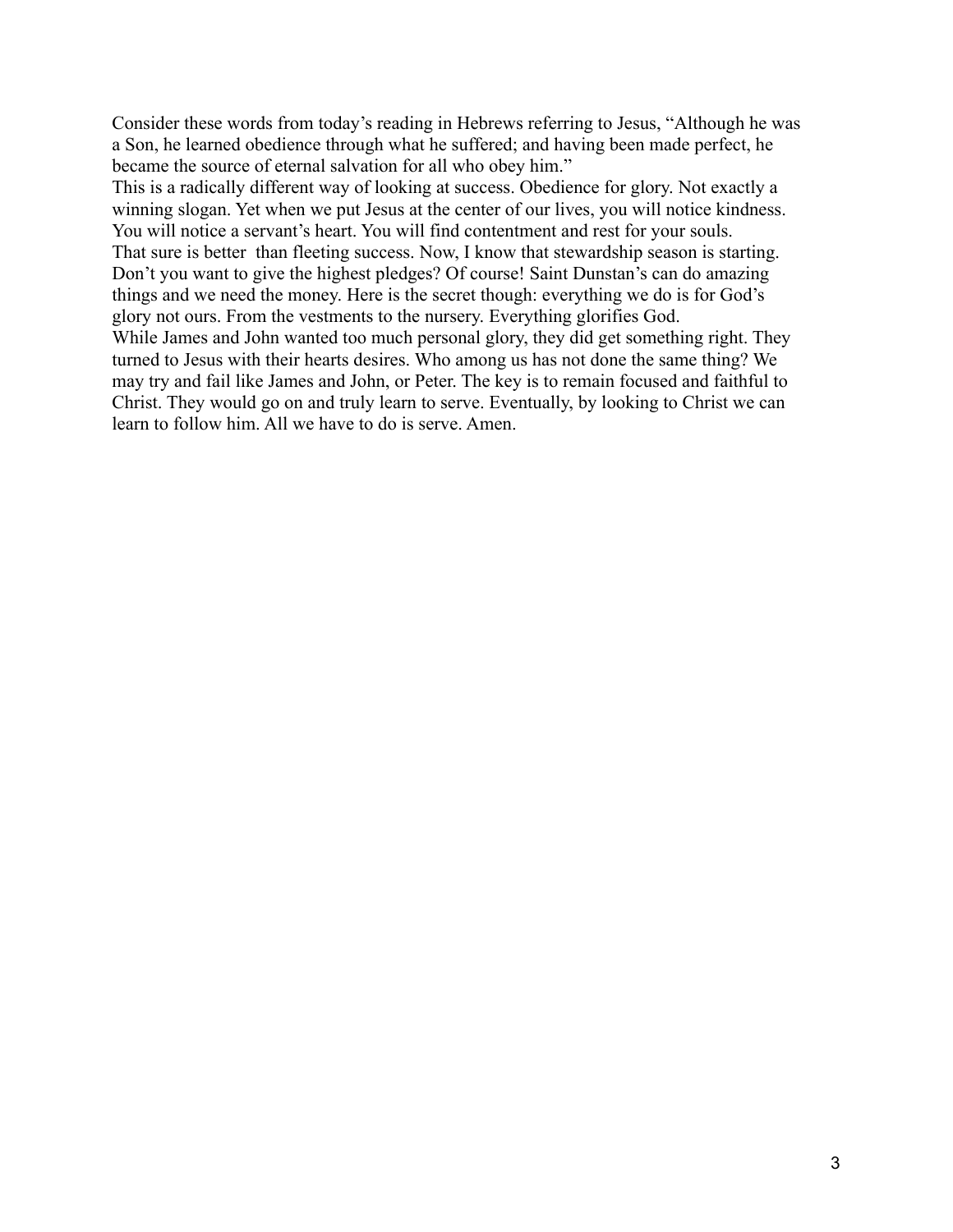Consider these words from today's reading in Hebrews referring to Jesus, "Although he was a Son, he learned obedience through what he suffered; and having been made perfect, he became the source of eternal salvation for all who obey him."

This is a radically different way of looking at success. Obedience for glory. Not exactly a winning slogan. Yet when we put Jesus at the center of our lives, you will notice kindness. You will notice a servant's heart. You will find contentment and rest for your souls.

That sure is better than fleeting success. Now, I know that stewardship season is starting. Don't you want to give the highest pledges? Of course! Saint Dunstan's can do amazing things and we need the money. Here is the secret though: everything we do is for God's glory not ours. From the vestments to the nursery. Everything glorifies God.

While James and John wanted too much personal glory, they did get something right. They turned to Jesus with their hearts desires. Who among us has not done the same thing? We may try and fail like James and John, or Peter. The key is to remain focused and faithful to Christ. They would go on and truly learn to serve. Eventually, by looking to Christ we can learn to follow him. All we have to do is serve. Amen.